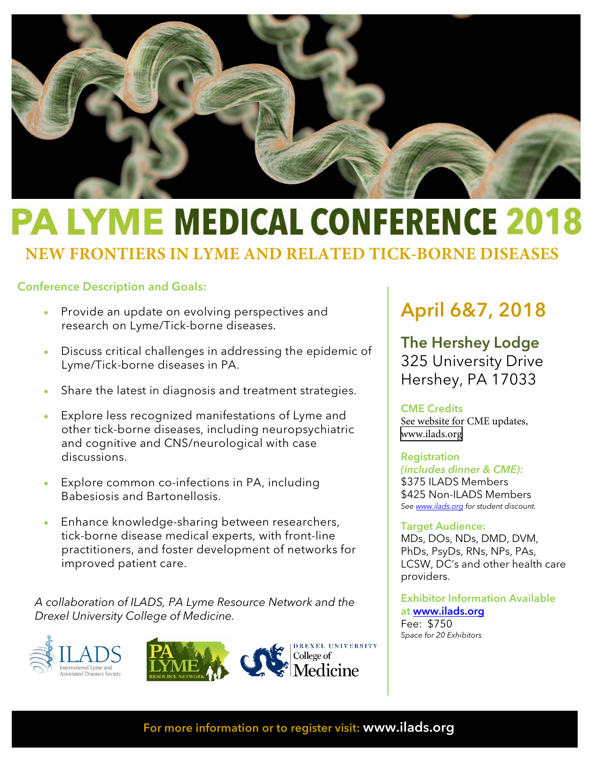# PA LYME MEDICAL CONFERENCE 2018

## NEW FRONTIERS IN LYME AND RELATED TICK-BORNE DISEASES

### Conference Description and Goals:

- Provide an update on evolving perspectives and research on Lyme/Tick-borne diseases.
- Discuss critical challenges in addressing the epidemic of Lyme/Tick-borne diseases in PA.
- Share the latest in diagnosis and treatment strategies.
- Explore less recognized manifestations of Lyme and other tick-borne diseases, including neuropsychiatric and cognitive and CNS/neurological with case discussions.
- Explore common co-infections in PA, including Babesiosis and Bartonellosis.
- Enhance knowledge-sharing between researchers, tick-borne disease medical experts, with front-line practitioners, and foster development of networks for improved patient care.

*A collaboration of ILADS, PA Lyme Resource Network and the Drexel University College of Medicine.*

ILADS International Lyme and Associated Diseases Society

PA LYME RESOURCE NETWORK

DREXEL UNIVERSITY College of Medicine

## April 6&7, 2018

**The Hershey Lodge**
325 University Drive
Hershey, PA 17033

**CME Credits**
See website for CME updates,
www.ilads.org

**Registration**
***(includes dinner & CME):***
$375 ILADS Members
$425 Non-ILADS Members
*See www.ilads.org for student discount.*

**Target Audience:**
MDs, DOs, NDs, DMD, DVM, PhDs, PsyDs, RNs, NPs, PAs, LCSW, DC's and other health care providers.

**Exhibitor Information Available at www.ilads.org**
Fee: $750
*Space for 20 Exhibitors*

**For more information or to register visit: www.ilads.org**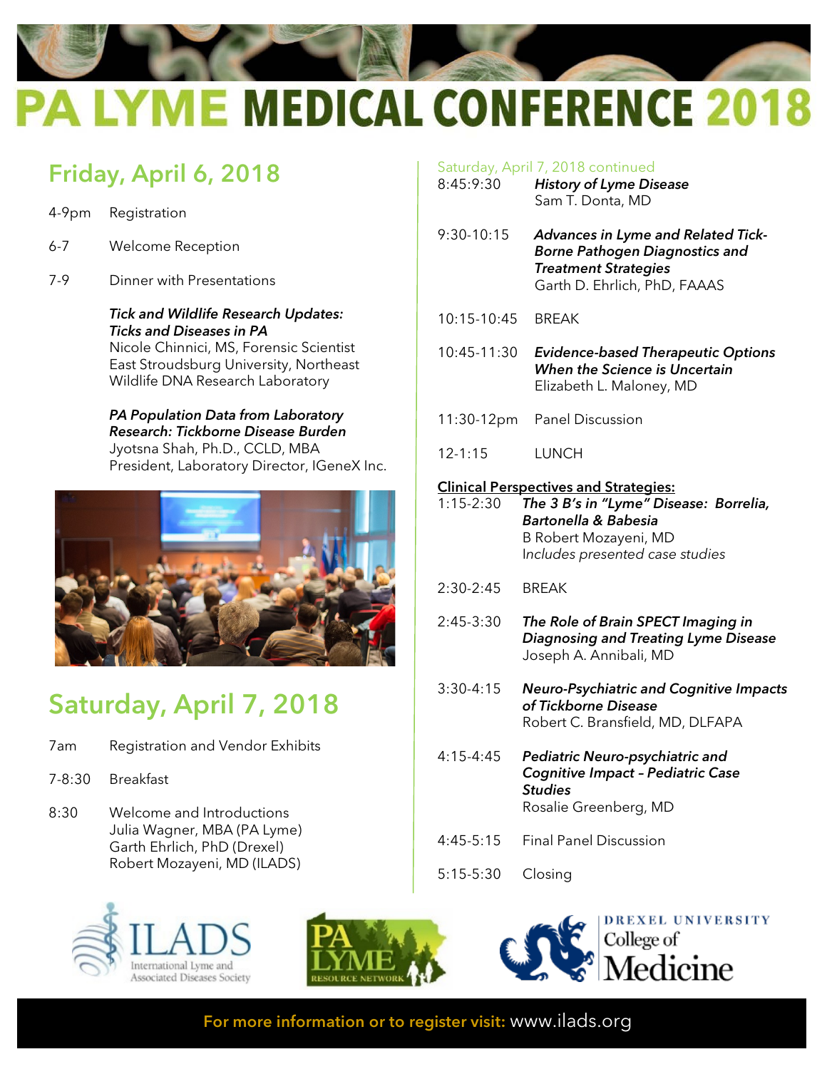# PA LYME MEDICAL CONFERENCE 2018

## Friday, April 6, 2018

4-9pm Registration

6-7 Welcome Reception

7-9 Dinner with Presentations

***Tick and Wildlife Research Updates: Ticks and Diseases in PA***
Nicole Chinnici, MS, Forensic Scientist
East Stroudsburg University, Northeast Wildlife DNA Research Laboratory

***PA Population Data from Laboratory Research: Tickborne Disease Burden***
Jyotsna Shah, Ph.D., CCLD, MBA
President, Laboratory Director, IGeneX Inc.

## Saturday, April 7, 2018

7am Registration and Vendor Exhibits

7-8:30 Breakfast

8:30 Welcome and Introductions
Julia Wagner, MBA (PA Lyme)
Garth Ehrlich, PhD (Drexel)
Robert Mozayeni, MD (ILADS)

Saturday, April 7, 2018 continued

8:45:9:30 ***History of Lyme Disease***
Sam T. Donta, MD

9:30-10:15 ***Advances in Lyme and Related Tick-Borne Pathogen Diagnostics and Treatment Strategies***
Garth D. Ehrlich, PhD, FAAAS

10:15-10:45 BREAK

10:45-11:30 ***Evidence-based Therapeutic Options When the Science is Uncertain***
Elizabeth L. Maloney, MD

11:30-12pm Panel Discussion

12-1:15 LUNCH

**Clinical Perspectives and Strategies:**

1:15-2:30 ***The 3 B's in "Lyme" Disease: Borrelia, Bartonella & Babesia***
B Robert Mozayeni, MD
*Includes presented case studies*

2:30-2:45 BREAK

2:45-3:30 ***The Role of Brain SPECT Imaging in Diagnosing and Treating Lyme Disease***
Joseph A. Annibali, MD

3:30-4:15 ***Neuro-Psychiatric and Cognitive Impacts of Tickborne Disease***
Robert C. Bransfield, MD, DLFAPA

4:15-4:45 ***Pediatric Neuro-psychiatric and Cognitive Impact – Pediatric Case Studies***
Rosalie Greenberg, MD

4:45-5:15 Final Panel Discussion

5:15-5:30 Closing

ILADS International Lyme and Associated Diseases Society

PA LYME RESOURCE NETWORK

DREXEL UNIVERSITY College of Medicine

**For more information or to register visit:** www.ilads.org